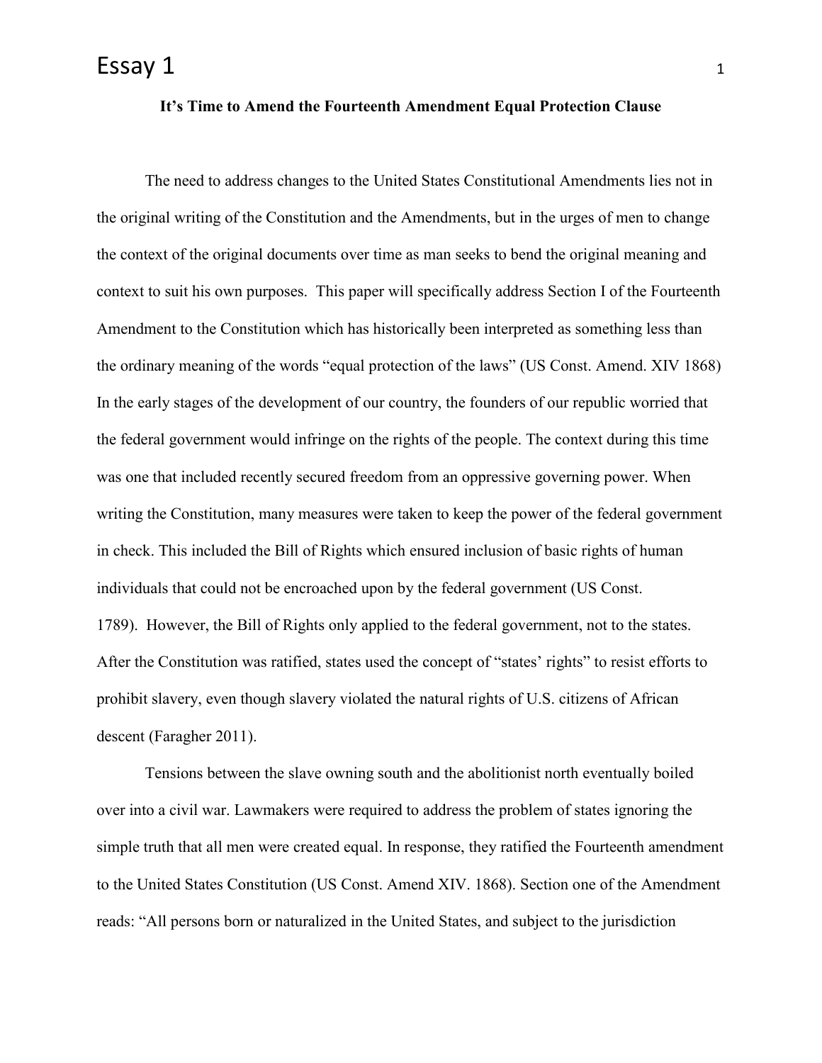# Essay 1

**It's Time to Amend the Fourteenth Amendment Equal Protection Clause**

The need to address changes to the United States Constitutional Amendments lies not in the original writing of the Constitution and the Amendments, but in the urges of men to change the context of the original documents over time as man seeks to bend the original meaning and context to suit his own purposes.  This paper will specifically address Section I of the Fourteenth Amendment to the Constitution which has historically been interpreted as something less than the ordinary meaning of the words "equal protection of the laws" (US Const. Amend. XIV 1868) In the early stages of the development of our country, the founders of our republic worried that the federal government would infringe on the rights of the people. The context during this time was one that included recently secured freedom from an oppressive governing power. When writing the Constitution, many measures were taken to keep the power of the federal government in check. This included the Bill of Rights which ensured inclusion of basic rights of human individuals that could not be encroached upon by the federal government (US Const. 1789).  However, the Bill of Rights only applied to the federal government, not to the states. After the Constitution was ratified, states used the concept of "states' rights" to resist efforts to prohibit slavery, even though slavery violated the natural rights of U.S. citizens of African descent (Faragher 2011).

Tensions between the slave owning south and the abolitionist north eventually boiled over into a civil war. Lawmakers were required to address the problem of states ignoring the simple truth that all men were created equal. In response, they ratified the Fourteenth amendment to the United States Constitution (US Const. Amend XIV. 1868). Section one of the Amendment reads: "All persons born or naturalized in the United States, and subject to the jurisdiction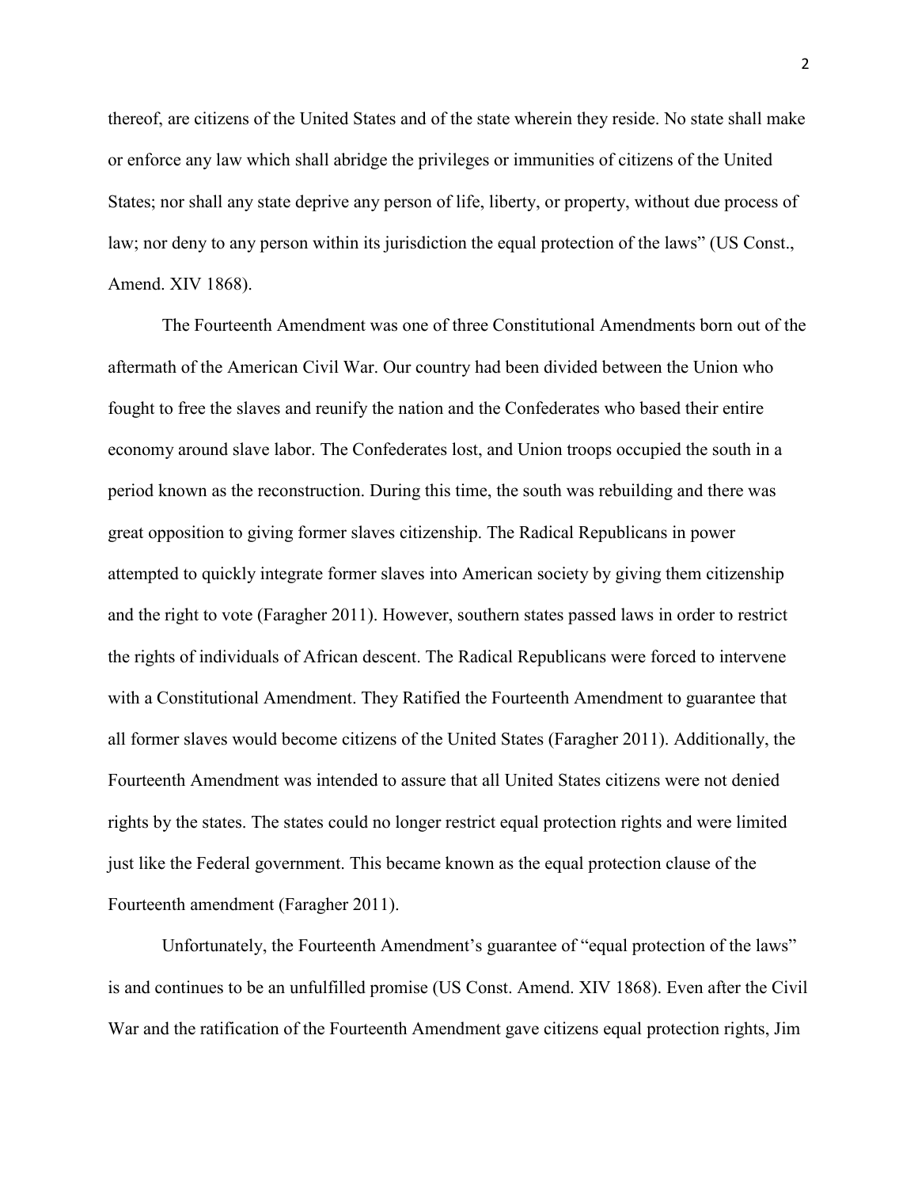thereof, are citizens of the United States and of the state wherein they reside. No state shall make or enforce any law which shall abridge the privileges or immunities of citizens of the United States; nor shall any state deprive any person of life, liberty, or property, without due process of law; nor deny to any person within its jurisdiction the equal protection of the laws" (US Const., Amend. XIV 1868).

The Fourteenth Amendment was one of three Constitutional Amendments born out of the aftermath of the American Civil War. Our country had been divided between the Union who fought to free the slaves and reunify the nation and the Confederates who based their entire economy around slave labor. The Confederates lost, and Union troops occupied the south in a period known as the reconstruction. During this time, the south was rebuilding and there was great opposition to giving former slaves citizenship. The Radical Republicans in power attempted to quickly integrate former slaves into American society by giving them citizenship and the right to vote (Faragher 2011). However, southern states passed laws in order to restrict the rights of individuals of African descent. The Radical Republicans were forced to intervene with a Constitutional Amendment. They Ratified the Fourteenth Amendment to guarantee that all former slaves would become citizens of the United States (Faragher 2011). Additionally, the Fourteenth Amendment was intended to assure that all United States citizens were not denied rights by the states. The states could no longer restrict equal protection rights and were limited just like the Federal government. This became known as the equal protection clause of the Fourteenth amendment (Faragher 2011).

Unfortunately, the Fourteenth Amendment's guarantee of "equal protection of the laws" is and continues to be an unfulfilled promise (US Const. Amend. XIV 1868). Even after the Civil War and the ratification of the Fourteenth Amendment gave citizens equal protection rights, Jim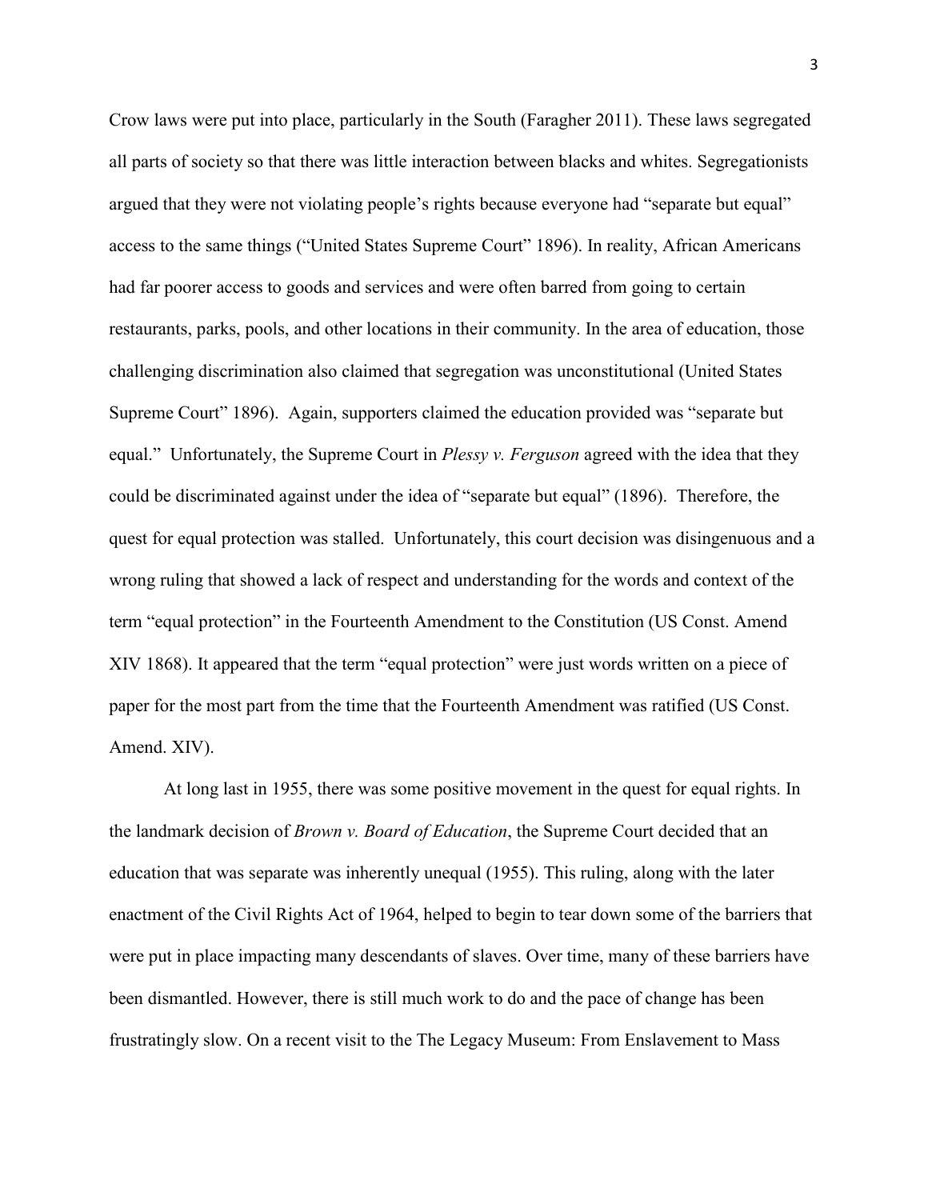Crow laws were put into place, particularly in the South (Faragher 2011). These laws segregated all parts of society so that there was little interaction between blacks and whites. Segregationists argued that they were not violating people's rights because everyone had "separate but equal" access to the same things ("United States Supreme Court" 1896). In reality, African Americans had far poorer access to goods and services and were often barred from going to certain restaurants, parks, pools, and other locations in their community. In the area of education, those challenging discrimination also claimed that segregation was unconstitutional (United States Supreme Court" 1896). Again, supporters claimed the education provided was "separate but equal." Unfortunately, the Supreme Court in *Plessy v. Ferguson* agreed with the idea that they could be discriminated against under the idea of "separate but equal" (1896). Therefore, the quest for equal protection was stalled. Unfortunately, this court decision was disingenuous and a wrong ruling that showed a lack of respect and understanding for the words and context of the term "equal protection" in the Fourteenth Amendment to the Constitution (US Const. Amend XIV 1868). It appeared that the term "equal protection" were just words written on a piece of paper for the most part from the time that the Fourteenth Amendment was ratified (US Const. Amend. XIV).

At long last in 1955, there was some positive movement in the quest for equal rights. In the landmark decision of *Brown v. Board of Education*, the Supreme Court decided that an education that was separate was inherently unequal (1955). This ruling, along with the later enactment of the Civil Rights Act of 1964, helped to begin to tear down some of the barriers that were put in place impacting many descendants of slaves. Over time, many of these barriers have been dismantled. However, there is still much work to do and the pace of change has been frustratingly slow. On a recent visit to the The Legacy Museum: From Enslavement to Mass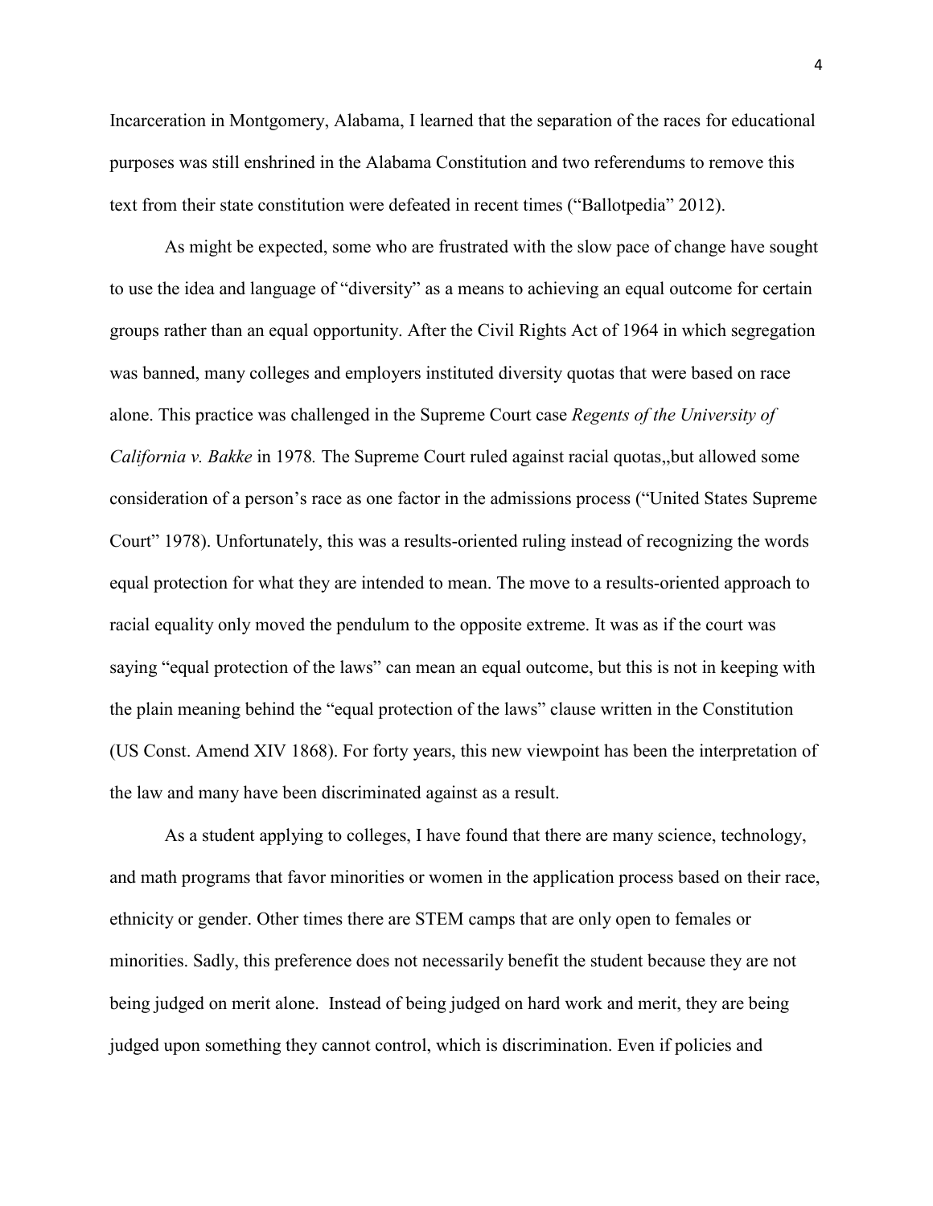Incarceration in Montgomery, Alabama, I learned that the separation of the races for educational purposes was still enshrined in the Alabama Constitution and two referendums to remove this text from their state constitution were defeated in recent times ("Ballotpedia" 2012).

As might be expected, some who are frustrated with the slow pace of change have sought to use the idea and language of "diversity" as a means to achieving an equal outcome for certain groups rather than an equal opportunity. After the Civil Rights Act of 1964 in which segregation was banned, many colleges and employers instituted diversity quotas that were based on race alone. This practice was challenged in the Supreme Court case *Regents of the University of California v. Bakke* in 1978*.* The Supreme Court ruled against racial quotas,,but allowed some consideration of a person's race as one factor in the admissions process ("United States Supreme Court" 1978). Unfortunately, this was a results-oriented ruling instead of recognizing the words equal protection for what they are intended to mean. The move to a results-oriented approach to racial equality only moved the pendulum to the opposite extreme. It was as if the court was saying "equal protection of the laws" can mean an equal outcome, but this is not in keeping with the plain meaning behind the "equal protection of the laws" clause written in the Constitution (US Const. Amend XIV 1868). For forty years, this new viewpoint has been the interpretation of the law and many have been discriminated against as a result.

As a student applying to colleges, I have found that there are many science, technology, and math programs that favor minorities or women in the application process based on their race, ethnicity or gender. Other times there are STEM camps that are only open to females or minorities. Sadly, this preference does not necessarily benefit the student because they are not being judged on merit alone. Instead of being judged on hard work and merit, they are being judged upon something they cannot control, which is discrimination. Even if policies and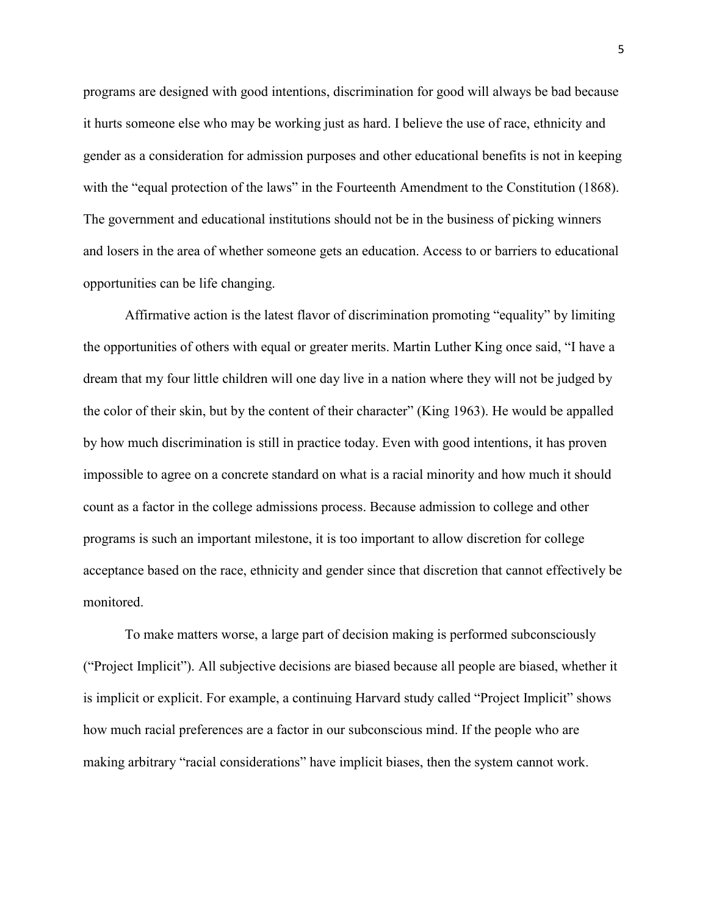programs are designed with good intentions, discrimination for good will always be bad because it hurts someone else who may be working just as hard. I believe the use of race, ethnicity and gender as a consideration for admission purposes and other educational benefits is not in keeping with the "equal protection of the laws" in the Fourteenth Amendment to the Constitution (1868). The government and educational institutions should not be in the business of picking winners and losers in the area of whether someone gets an education. Access to or barriers to educational opportunities can be life changing.

Affirmative action is the latest flavor of discrimination promoting "equality" by limiting the opportunities of others with equal or greater merits. Martin Luther King once said, "I have a dream that my four little children will one day live in a nation where they will not be judged by the color of their skin, but by the content of their character" (King 1963). He would be appalled by how much discrimination is still in practice today. Even with good intentions, it has proven impossible to agree on a concrete standard on what is a racial minority and how much it should count as a factor in the college admissions process. Because admission to college and other programs is such an important milestone, it is too important to allow discretion for college acceptance based on the race, ethnicity and gender since that discretion that cannot effectively be monitored.

To make matters worse, a large part of decision making is performed subconsciously ("Project Implicit"). All subjective decisions are biased because all people are biased, whether it is implicit or explicit. For example, a continuing Harvard study called "Project Implicit" shows how much racial preferences are a factor in our subconscious mind. If the people who are making arbitrary "racial considerations" have implicit biases, then the system cannot work.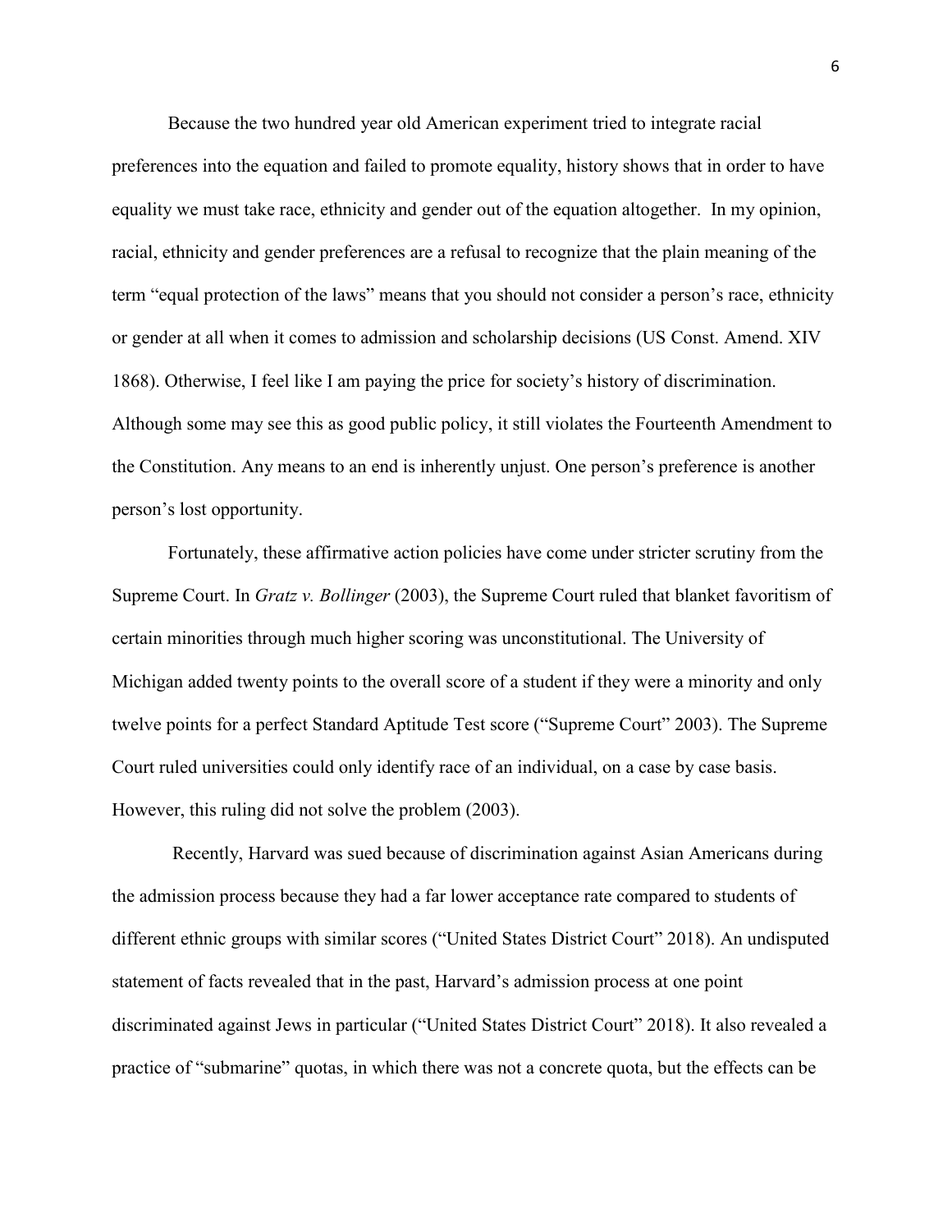Because the two hundred year old American experiment tried to integrate racial preferences into the equation and failed to promote equality, history shows that in order to have equality we must take race, ethnicity and gender out of the equation altogether. In my opinion, racial, ethnicity and gender preferences are a refusal to recognize that the plain meaning of the term "equal protection of the laws" means that you should not consider a person's race, ethnicity or gender at all when it comes to admission and scholarship decisions (US Const. Amend. XIV 1868). Otherwise, I feel like I am paying the price for society's history of discrimination. Although some may see this as good public policy, it still violates the Fourteenth Amendment to the Constitution. Any means to an end is inherently unjust. One person's preference is another person's lost opportunity.

Fortunately, these affirmative action policies have come under stricter scrutiny from the Supreme Court. In *Gratz v. Bollinger* (2003), the Supreme Court ruled that blanket favoritism of certain minorities through much higher scoring was unconstitutional. The University of Michigan added twenty points to the overall score of a student if they were a minority and only twelve points for a perfect Standard Aptitude Test score ("Supreme Court" 2003). The Supreme Court ruled universities could only identify race of an individual, on a case by case basis. However, this ruling did not solve the problem (2003).

Recently, Harvard was sued because of discrimination against Asian Americans during the admission process because they had a far lower acceptance rate compared to students of different ethnic groups with similar scores ("United States District Court" 2018). An undisputed statement of facts revealed that in the past, Harvard's admission process at one point discriminated against Jews in particular ("United States District Court" 2018). It also revealed a practice of "submarine" quotas, in which there was not a concrete quota, but the effects can be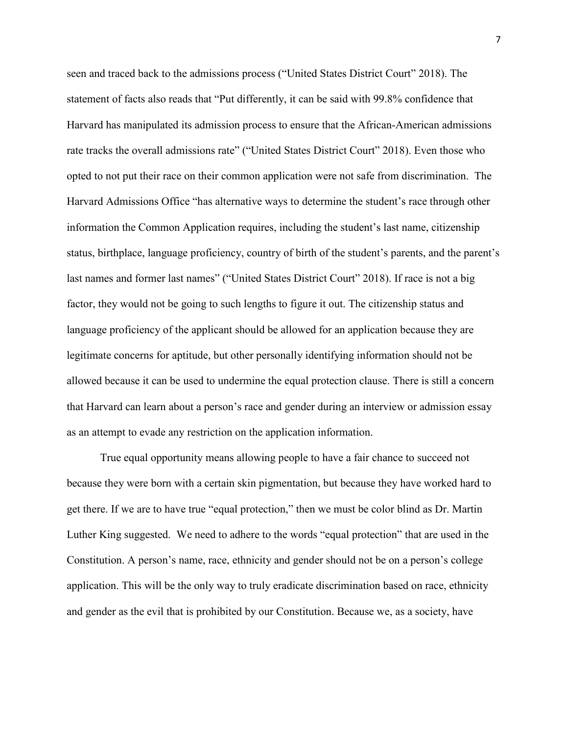seen and traced back to the admissions process ("United States District Court" 2018). The statement of facts also reads that "Put differently, it can be said with 99.8% confidence that Harvard has manipulated its admission process to ensure that the African-American admissions rate tracks the overall admissions rate" ("United States District Court" 2018). Even those who opted to not put their race on their common application were not safe from discrimination. The Harvard Admissions Office "has alternative ways to determine the student's race through other information the Common Application requires, including the student's last name, citizenship status, birthplace, language proficiency, country of birth of the student's parents, and the parent's last names and former last names" ("United States District Court" 2018). If race is not a big factor, they would not be going to such lengths to figure it out. The citizenship status and language proficiency of the applicant should be allowed for an application because they are legitimate concerns for aptitude, but other personally identifying information should not be allowed because it can be used to undermine the equal protection clause. There is still a concern that Harvard can learn about a person's race and gender during an interview or admission essay as an attempt to evade any restriction on the application information.

True equal opportunity means allowing people to have a fair chance to succeed not because they were born with a certain skin pigmentation, but because they have worked hard to get there. If we are to have true "equal protection," then we must be color blind as Dr. Martin Luther King suggested. We need to adhere to the words "equal protection" that are used in the Constitution. A person's name, race, ethnicity and gender should not be on a person's college application. This will be the only way to truly eradicate discrimination based on race, ethnicity and gender as the evil that is prohibited by our Constitution. Because we, as a society, have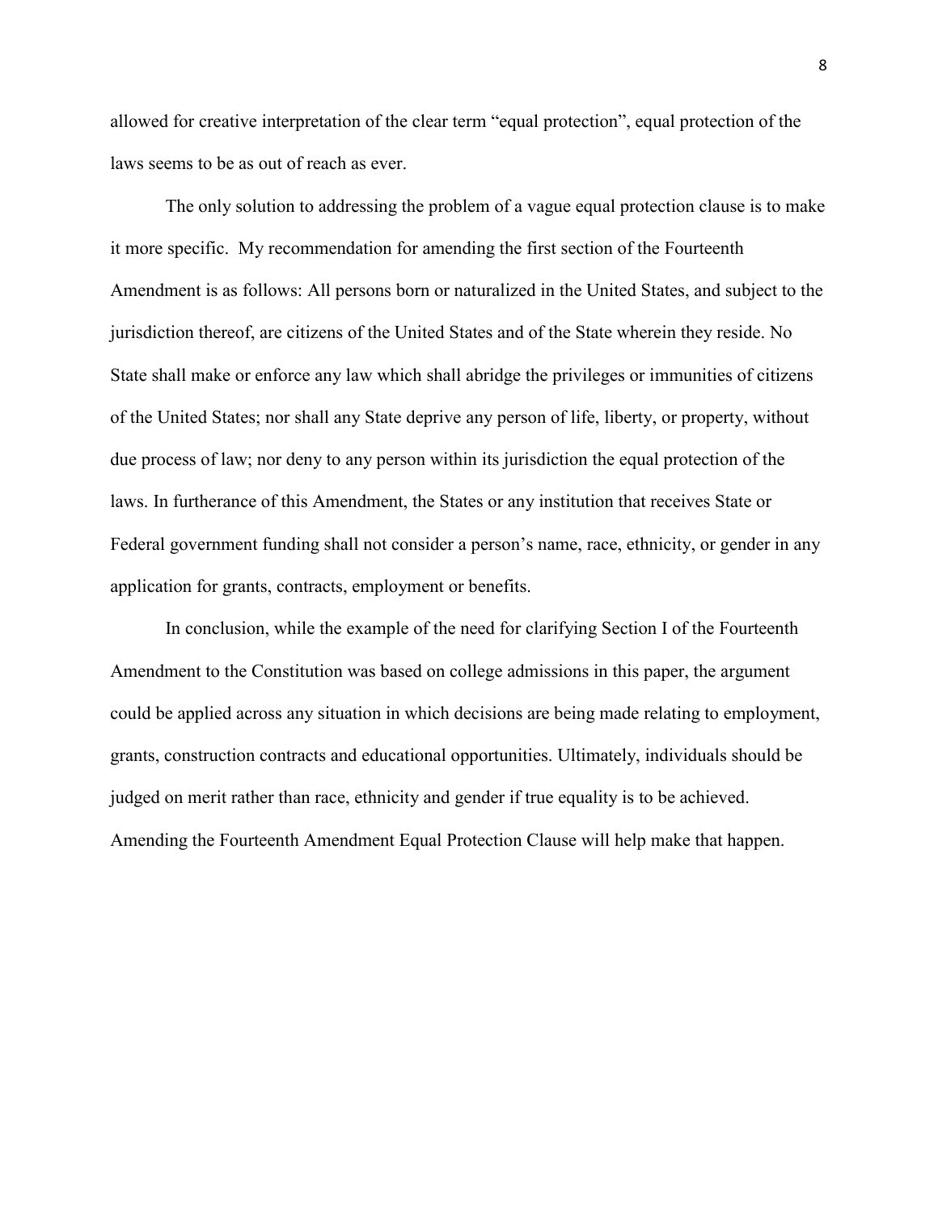allowed for creative interpretation of the clear term "equal protection", equal protection of the laws seems to be as out of reach as ever.

The only solution to addressing the problem of a vague equal protection clause is to make it more specific. My recommendation for amending the first section of the Fourteenth Amendment is as follows: All persons born or naturalized in the United States, and subject to the jurisdiction thereof, are citizens of the United States and of the State wherein they reside. No State shall make or enforce any law which shall abridge the privileges or immunities of citizens of the United States; nor shall any State deprive any person of life, liberty, or property, without due process of law; nor deny to any person within its jurisdiction the equal protection of the laws. In furtherance of this Amendment, the States or any institution that receives State or Federal government funding shall not consider a person's name, race, ethnicity, or gender in any application for grants, contracts, employment or benefits.

In conclusion, while the example of the need for clarifying Section I of the Fourteenth Amendment to the Constitution was based on college admissions in this paper, the argument could be applied across any situation in which decisions are being made relating to employment, grants, construction contracts and educational opportunities. Ultimately, individuals should be judged on merit rather than race, ethnicity and gender if true equality is to be achieved. Amending the Fourteenth Amendment Equal Protection Clause will help make that happen.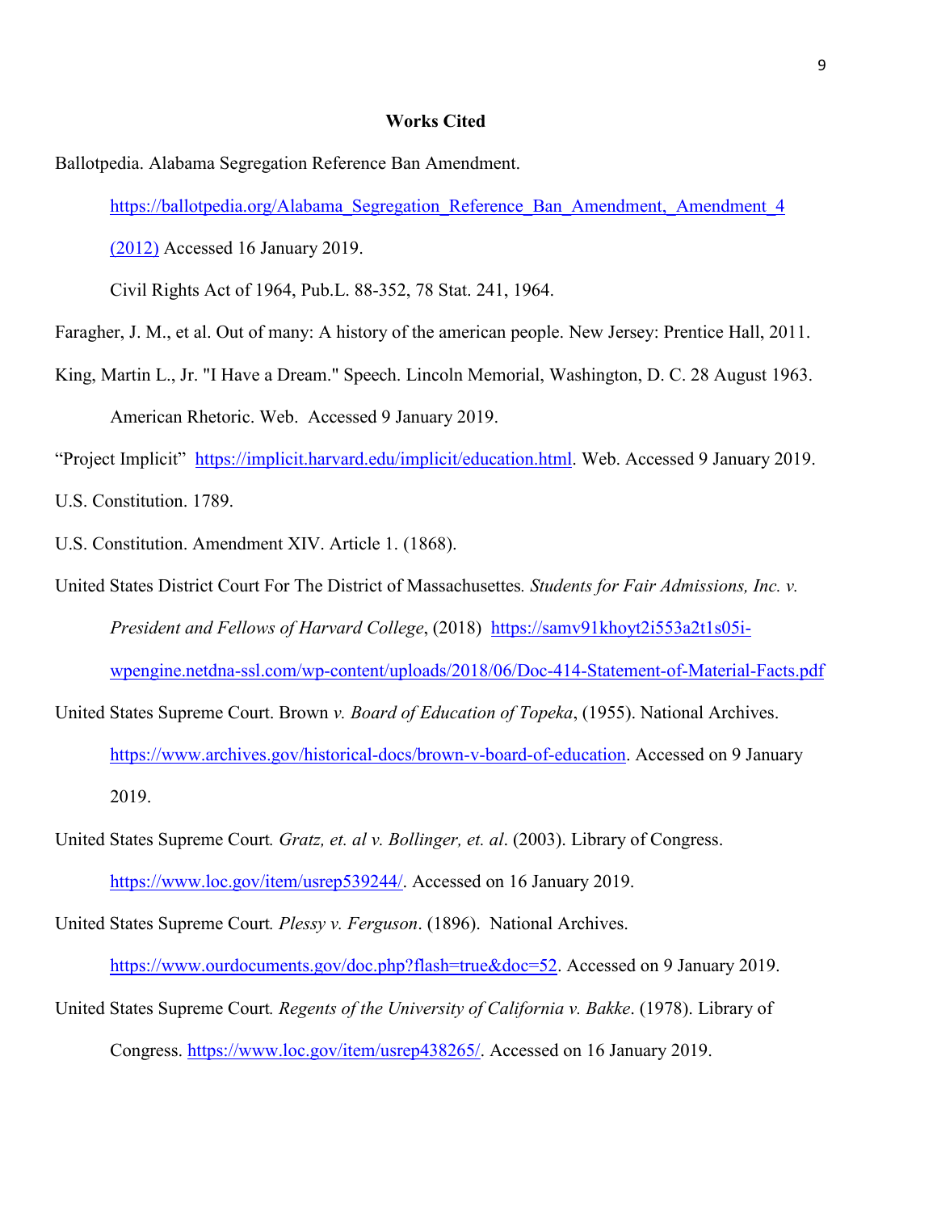# Works Cited

Ballotpedia. Alabama Segregation Reference Ban Amendment. https://ballotpedia.org/Alabama_Segregation_Reference_Ban_Amendment,_Amendment_4 (2012) Accessed 16 January 2019.

Civil Rights Act of 1964, Pub.L. 88-352, 78 Stat. 241, 1964.

Faragher, J. M., et al. Out of many: A history of the american people. New Jersey: Prentice Hall, 2011.

King, Martin L., Jr. "I Have a Dream." Speech. Lincoln Memorial, Washington, D. C. 28 August 1963. American Rhetoric. Web. Accessed 9 January 2019.

"Project Implicit" https://implicit.harvard.edu/implicit/education.html. Web. Accessed 9 January 2019.

U.S. Constitution. 1789.

U.S. Constitution. Amendment XIV. Article 1. (1868).

United States District Court For The District of Massachusettes. *Students for Fair Admissions, Inc. v. President and Fellows of Harvard College*, (2018) https://samv91khoyt2i553a2t1s05i-wpengine.netdna-ssl.com/wp-content/uploads/2018/06/Doc-414-Statement-of-Material-Facts.pdf

United States Supreme Court. Brown *v. Board of Education of Topeka*, (1955). National Archives. https://www.archives.gov/historical-docs/brown-v-board-of-education. Accessed on 9 January 2019.

United States Supreme Court*. Gratz, et. al v. Bollinger, et. al*. (2003). Library of Congress. https://www.loc.gov/item/usrep539244/. Accessed on 16 January 2019.

United States Supreme Court*. Plessy v. Ferguson*. (1896). National Archives. https://www.ourdocuments.gov/doc.php?flash=true&doc=52. Accessed on 9 January 2019.

United States Supreme Court*. Regents of the University of California v. Bakke*. (1978). Library of Congress. https://www.loc.gov/item/usrep438265/. Accessed on 16 January 2019.